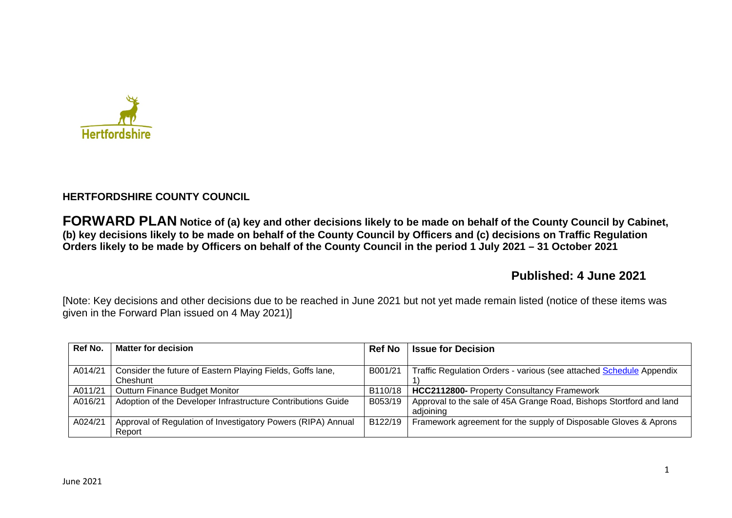Hertfordshire

## HERTFORDSHIRE COUNTY COUNCIL

**FORWARD PLAN Notice of (a) key and other decisions likely to be made on behalf of the County Council by Cabinet, (b) key decisions likely to be made on behalf of the County Council by Officers and (c) decisions on Traffic Regulation Orders likely to be made by Officers on behalf of the County Council in the period 1 July 2021 – 31 October 2021**

**Published: 4 June 2021**

[Note: Key decisions and other decisions due to be reached in June 2021 but not yet made remain listed (notice of these items was given in the Forward Plan issued on 4 May 2021)]

| Ref No. | Matter for decision | Ref No | Issue for Decision |
|---|---|---|---|
| A014/21 | Consider the future of Eastern Playing Fields, Goffs lane, Cheshunt | B001/21 | Traffic Regulation Orders - various (see attached Schedule Appendix 1) |
| A011/21 | Outturn Finance Budget Monitor | B110/18 | **HCC2112800-** Property Consultancy Framework |
| A016/21 | Adoption of the Developer Infrastructure Contributions Guide | B053/19 | Approval to the sale of 45A Grange Road, Bishops Stortford and land adjoining |
| A024/21 | Approval of Regulation of Investigatory Powers (RIPA) Annual Report | B122/19 | Framework agreement for the supply of Disposable Gloves & Aprons |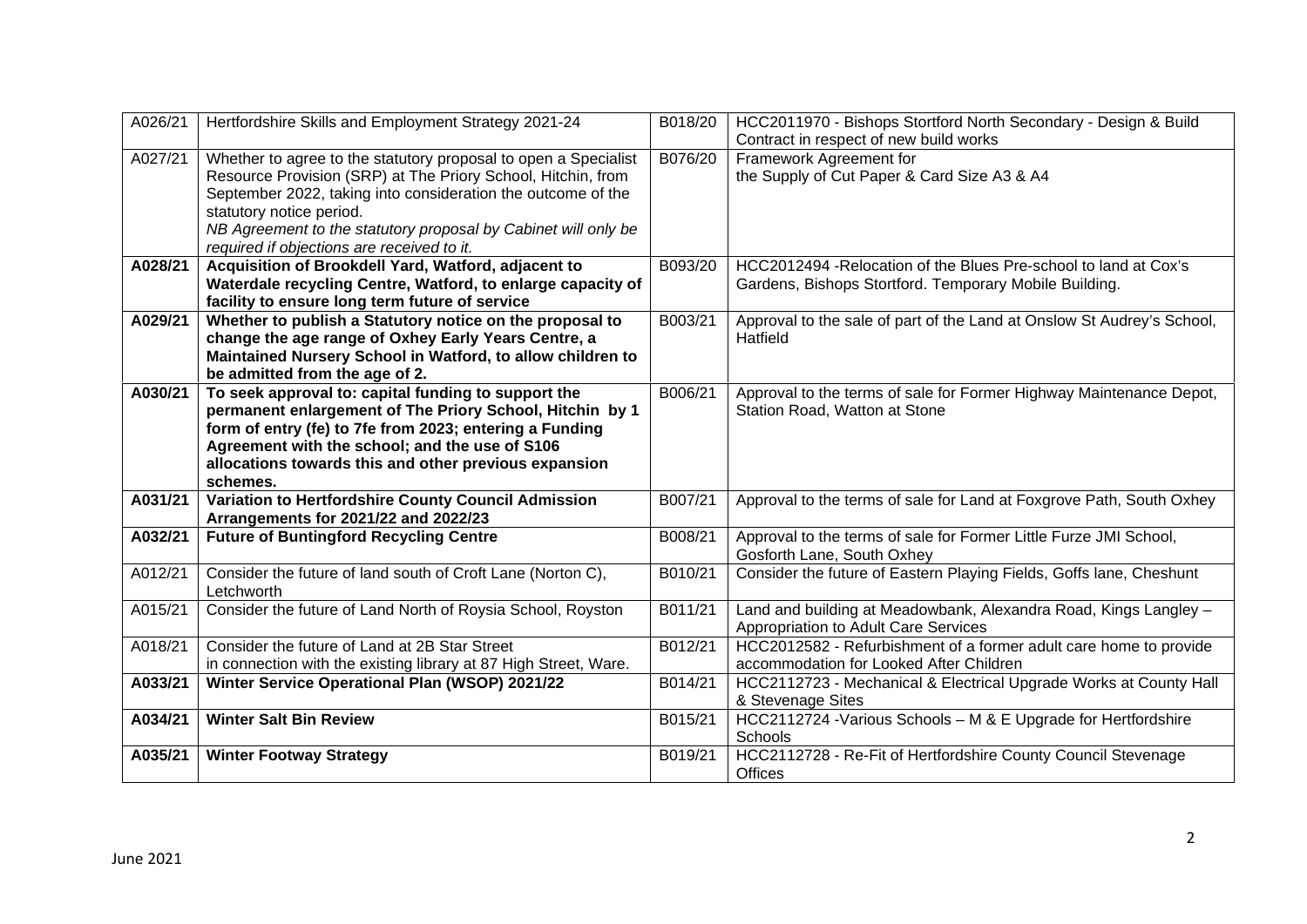| A026/21 | Hertfordshire Skills and Employment Strategy 2021-24 | B018/20 | HCC2011970 - Bishops Stortford North Secondary - Design & Build Contract in respect of new build works |
|---|---|---|---|
| A027/21 | Whether to agree to the statutory proposal to open a Specialist Resource Provision (SRP) at The Priory School, Hitchin, from September 2022, taking into consideration the outcome of the statutory notice period.<br>*NB Agreement to the statutory proposal by Cabinet will only be required if objections are received to it.* | B076/20 | Framework Agreement for the Supply of Cut Paper & Card Size A3 & A4 |
| **A028/21** | **Acquisition of Brookdell Yard, Watford, adjacent to Waterdale recycling Centre, Watford, to enlarge capacity of facility to ensure long term future of service** | B093/20 | HCC2012494 -Relocation of the Blues Pre-school to land at Cox's Gardens, Bishops Stortford. Temporary Mobile Building. |
| **A029/21** | **Whether to publish a Statutory notice on the proposal to change the age range of Oxhey Early Years Centre, a Maintained Nursery School in Watford, to allow children to be admitted from the age of 2.** | B003/21 | Approval to the sale of part of the Land at Onslow St Audrey's School, Hatfield |
| **A030/21** | **To seek approval to: capital funding to support the permanent enlargement of The Priory School, Hitchin by 1 form of entry (fe) to 7fe from 2023; entering a Funding Agreement with the school; and the use of S106 allocations towards this and other previous expansion schemes.** | B006/21 | Approval to the terms of sale for Former Highway Maintenance Depot, Station Road, Watton at Stone |
| **A031/21** | **Variation to Hertfordshire County Council Admission Arrangements for 2021/22 and 2022/23** | B007/21 | Approval to the terms of sale for Land at Foxgrove Path, South Oxhey |
| **A032/21** | **Future of Buntingford Recycling Centre** | B008/21 | Approval to the terms of sale for Former Little Furze JMI School, Gosforth Lane, South Oxhey |
| A012/21 | Consider the future of land south of Croft Lane (Norton C), Letchworth | B010/21 | Consider the future of Eastern Playing Fields, Goffs lane, Cheshunt |
| A015/21 | Consider the future of Land North of Roysia School, Royston | B011/21 | Land and building at Meadowbank, Alexandra Road, Kings Langley – Appropriation to Adult Care Services |
| A018/21 | Consider the future of Land at 2B Star Street in connection with the existing library at 87 High Street, Ware. | B012/21 | HCC2012582 - Refurbishment of a former adult care home to provide accommodation for Looked After Children |
| **A033/21** | **Winter Service Operational Plan (WSOP) 2021/22** | B014/21 | HCC2112723 - Mechanical & Electrical Upgrade Works at County Hall & Stevenage Sites |
| **A034/21** | **Winter Salt Bin Review** | B015/21 | HCC2112724 -Various Schools – M & E Upgrade for Hertfordshire Schools |
| **A035/21** | **Winter Footway Strategy** | B019/21 | HCC2112728 - Re-Fit of Hertfordshire County Council Stevenage Offices |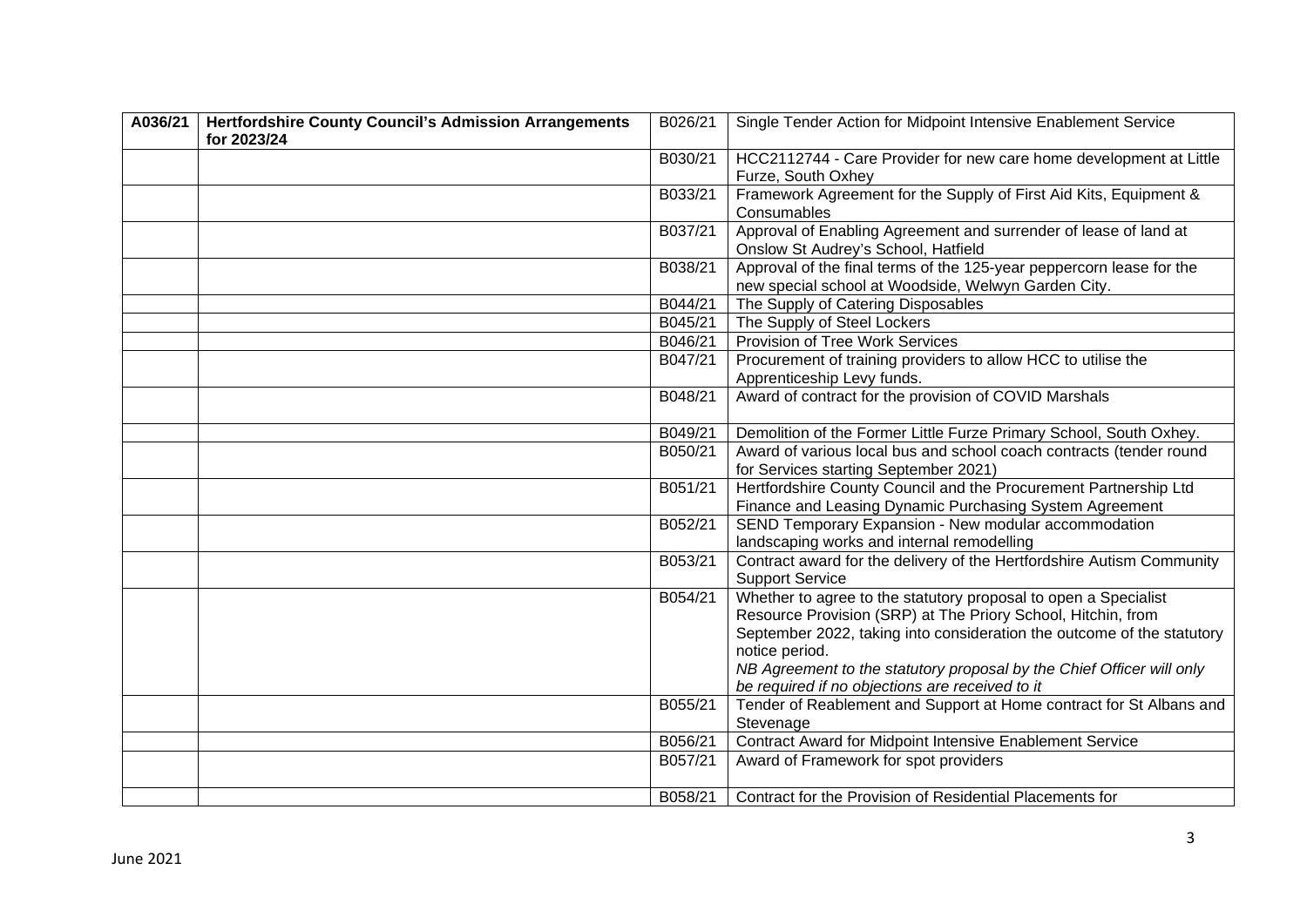| A036/21 | **Hertfordshire County Council's Admission Arrangements for 2023/24** | B026/21 | Single Tender Action for Midpoint Intensive Enablement Service |
|---|---|---|---|
| | | B030/21 | HCC2112744 - Care Provider for new care home development at Little Furze, South Oxhey |
| | | B033/21 | Framework Agreement for the Supply of First Aid Kits, Equipment & Consumables |
| | | B037/21 | Approval of Enabling Agreement and surrender of lease of land at Onslow St Audrey's School, Hatfield |
| | | B038/21 | Approval of the final terms of the 125-year peppercorn lease for the new special school at Woodside, Welwyn Garden City. |
| | | B044/21 | The Supply of Catering Disposables |
| | | B045/21 | The Supply of Steel Lockers |
| | | B046/21 | Provision of Tree Work Services |
| | | B047/21 | Procurement of training providers to allow HCC to utilise the Apprenticeship Levy funds. |
| | | B048/21 | Award of contract for the provision of COVID Marshals |
| | | B049/21 | Demolition of the Former Little Furze Primary School, South Oxhey. |
| | | B050/21 | Award of various local bus and school coach contracts (tender round for Services starting September 2021) |
| | | B051/21 | Hertfordshire County Council and the Procurement Partnership Ltd Finance and Leasing Dynamic Purchasing System Agreement |
| | | B052/21 | SEND Temporary Expansion - New modular accommodation landscaping works and internal remodelling |
| | | B053/21 | Contract award for the delivery of the Hertfordshire Autism Community Support Service |
| | | B054/21 | Whether to agree to the statutory proposal to open a Specialist Resource Provision (SRP) at The Priory School, Hitchin, from September 2022, taking into consideration the outcome of the statutory notice period. *NB Agreement to the statutory proposal by the Chief Officer will only be required if no objections are received to it* |
| | | B055/21 | Tender of Reablement and Support at Home contract for St Albans and Stevenage |
| | | B056/21 | Contract Award for Midpoint Intensive Enablement Service |
| | | B057/21 | Award of Framework for spot providers |
| | | B058/21 | Contract for the Provision of Residential Placements for |

June 2021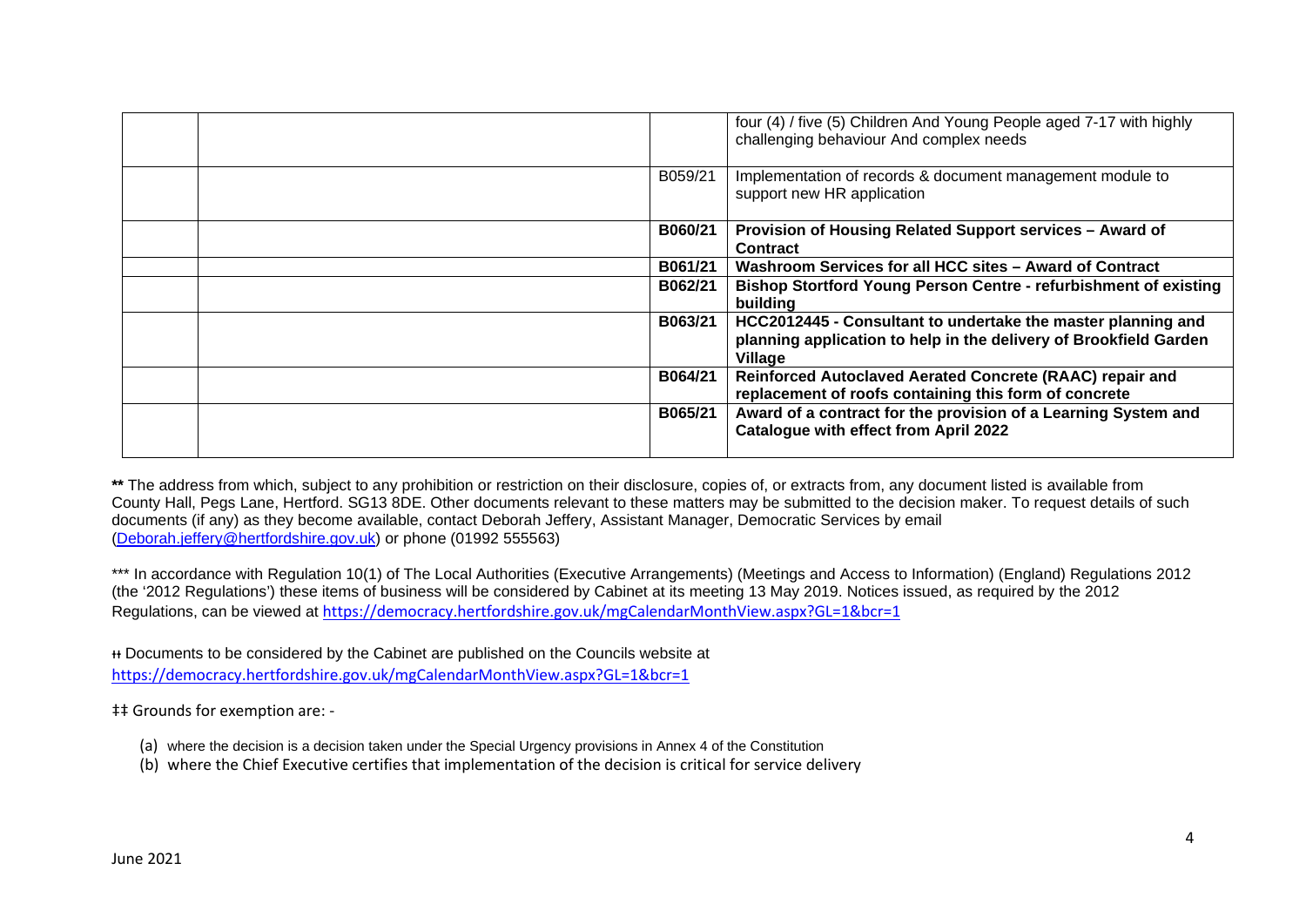| | | | |
|---|---|---|---|
| | | | four (4) / five (5) Children And Young People aged 7-17 with highly challenging behaviour And complex needs |
| | | B059/21 | Implementation of records & document management module to support new HR application |
| | | **B060/21** | **Provision of Housing Related Support services – Award of Contract** |
| | | **B061/21** | **Washroom Services for all HCC sites – Award of Contract** |
| | | **B062/21** | **Bishop Stortford Young Person Centre - refurbishment of existing building** |
| | | **B063/21** | **HCC2012445 - Consultant to undertake the master planning and planning application to help in the delivery of Brookfield Garden Village** |
| | | **B064/21** | **Reinforced Autoclaved Aerated Concrete (RAAC) repair and replacement of roofs containing this form of concrete** |
| | | **B065/21** | **Award of a contract for the provision of a Learning System and Catalogue with effect from April 2022** |

**\*\*** The address from which, subject to any prohibition or restriction on their disclosure, copies of, or extracts from, any document listed is available from County Hall, Pegs Lane, Hertford. SG13 8DE. Other documents relevant to these matters may be submitted to the decision maker. To request details of such documents (if any) as they become available, contact Deborah Jeffery, Assistant Manager, Democratic Services by email (Deborah.jeffery@hertfordshire.gov.uk) or phone (01992 555563)

\*\*\* In accordance with Regulation 10(1) of The Local Authorities (Executive Arrangements) (Meetings and Access to Information) (England) Regulations 2012 (the '2012 Regulations') these items of business will be considered by Cabinet at its meeting 13 May 2019. Notices issued, as required by the 2012 Regulations, can be viewed at https://democracy.hertfordshire.gov.uk/mgCalendarMonthView.aspx?GL=1&bcr=1

ƚƚ Documents to be considered by the Cabinet are published on the Councils website at https://democracy.hertfordshire.gov.uk/mgCalendarMonthView.aspx?GL=1&bcr=1

‡‡ Grounds for exemption are: -

(a) where the decision is a decision taken under the Special Urgency provisions in Annex 4 of the Constitution
(b) where the Chief Executive certifies that implementation of the decision is critical for service delivery

June 2021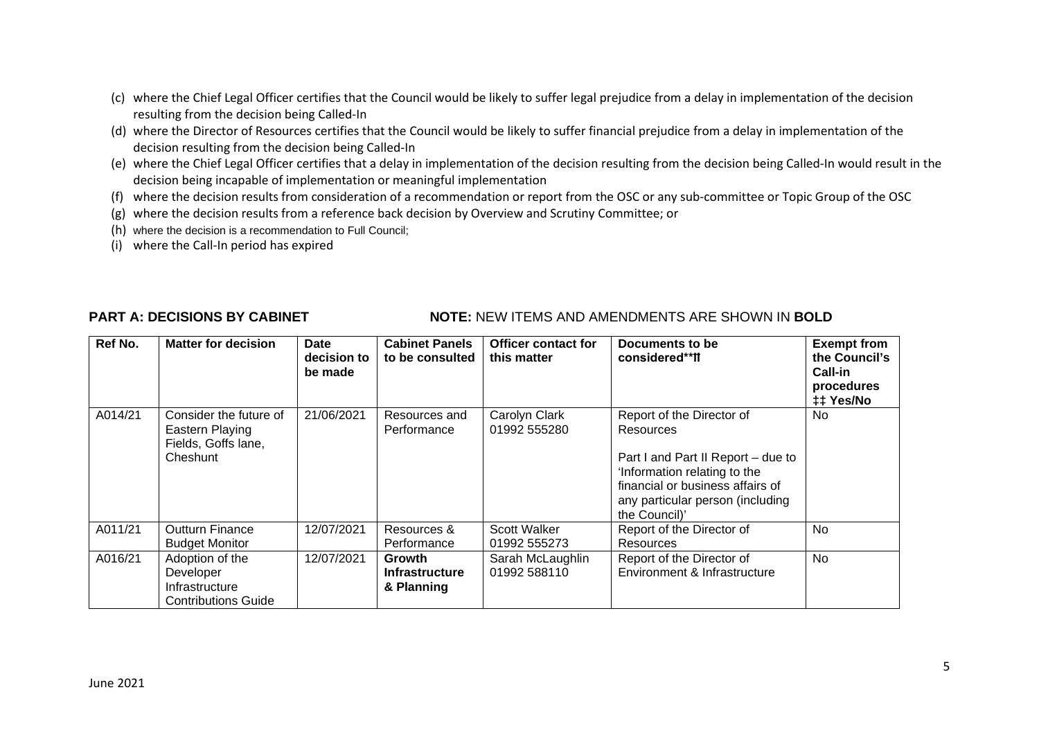(c) where the Chief Legal Officer certifies that the Council would be likely to suffer legal prejudice from a delay in implementation of the decision resulting from the decision being Called-In
(d) where the Director of Resources certifies that the Council would be likely to suffer financial prejudice from a delay in implementation of the decision resulting from the decision being Called-In
(e) where the Chief Legal Officer certifies that a delay in implementation of the decision resulting from the decision being Called-In would result in the decision being incapable of implementation or meaningful implementation
(f) where the decision results from consideration of a recommendation or report from the OSC or any sub-committee or Topic Group of the OSC
(g) where the decision results from a reference back decision by Overview and Scrutiny Committee; or
(h) where the decision is a recommendation to Full Council;
(i) where the Call-In period has expired

**PART A: DECISIONS BY CABINET** **NOTE:** NEW ITEMS AND AMENDMENTS ARE SHOWN IN **BOLD**

| Ref No. | Matter for decision | Date decision to be made | Cabinet Panels to be consulted | Officer contact for this matter | Documents to be considered**⸹ | Exempt from the Council's Call-in procedures ‡‡ Yes/No |
|---|---|---|---|---|---|---|
| A014/21 | Consider the future of Eastern Playing Fields, Goffs lane, Cheshunt | 21/06/2021 | Resources and Performance | Carolyn Clark 01992 555280 | Report of the Director of Resources<br><br>Part I and Part II Report – due to 'Information relating to the financial or business affairs of any particular person (including the Council)' | No |
| A011/21 | Outturn Finance Budget Monitor | 12/07/2021 | Resources & Performance | Scott Walker 01992 555273 | Report of the Director of Resources | No |
| A016/21 | Adoption of the Developer Infrastructure Contributions Guide | 12/07/2021 | **Growth Infrastructure & Planning** | Sarah McLaughlin 01992 588110 | Report of the Director of Environment & Infrastructure | No |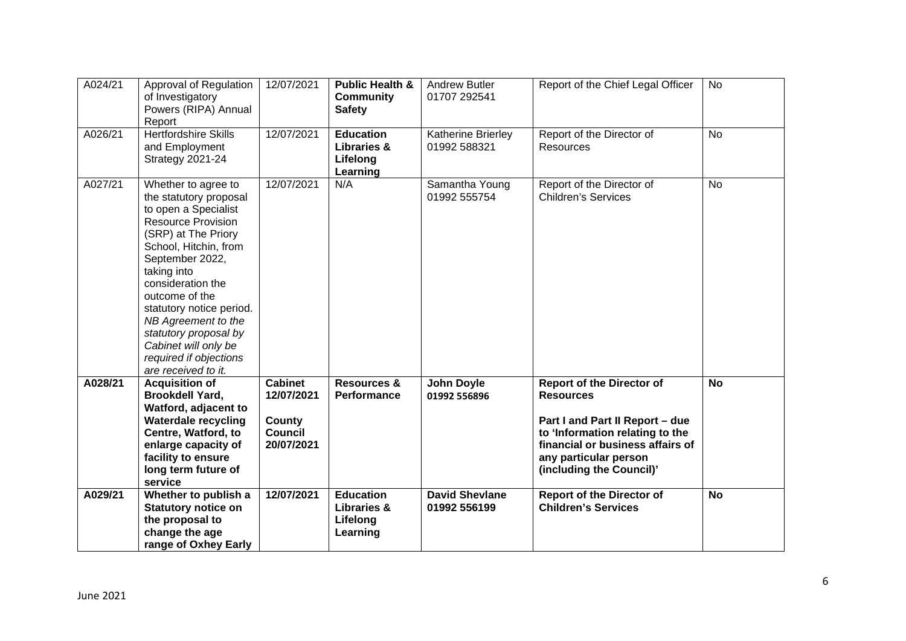| A024/21 | Approval of Regulation of Investigatory Powers (RIPA) Annual Report | 12/07/2021 | **Public Health & Community Safety** | Andrew Butler 01707 292541 | Report of the Chief Legal Officer | No |
|---|---|---|---|---|---|---|
| A026/21 | Hertfordshire Skills and Employment Strategy 2021-24 | 12/07/2021 | **Education Libraries & Lifelong Learning** | Katherine Brierley 01992 588321 | Report of the Director of Resources | No |
| A027/21 | Whether to agree to the statutory proposal to open a Specialist Resource Provision (SRP) at The Priory School, Hitchin, from September 2022, taking into consideration the outcome of the statutory notice period. *NB Agreement to the statutory proposal by Cabinet will only be required if objections are received to it.* | 12/07/2021 | N/A | Samantha Young 01992 555754 | Report of the Director of Children's Services | No |
| **A028/21** | **Acquisition of Brookdell Yard, Watford, adjacent to Waterdale recycling Centre, Watford, to enlarge capacity of facility to ensure long term future of service** | **Cabinet 12/07/2021** **County Council 20/07/2021** | **Resources & Performance** | **John Doyle 01992 556896** | **Report of the Director of Resources** **Part I and Part II Report – due to 'Information relating to the financial or business affairs of any particular person (including the Council)'** | **No** |
| **A029/21** | **Whether to publish a Statutory notice on the proposal to change the age range of Oxhey Early** | **12/07/2021** | **Education Libraries & Lifelong Learning** | **David Shevlane 01992 556199** | **Report of the Director of Children's Services** | **No** |

June 2021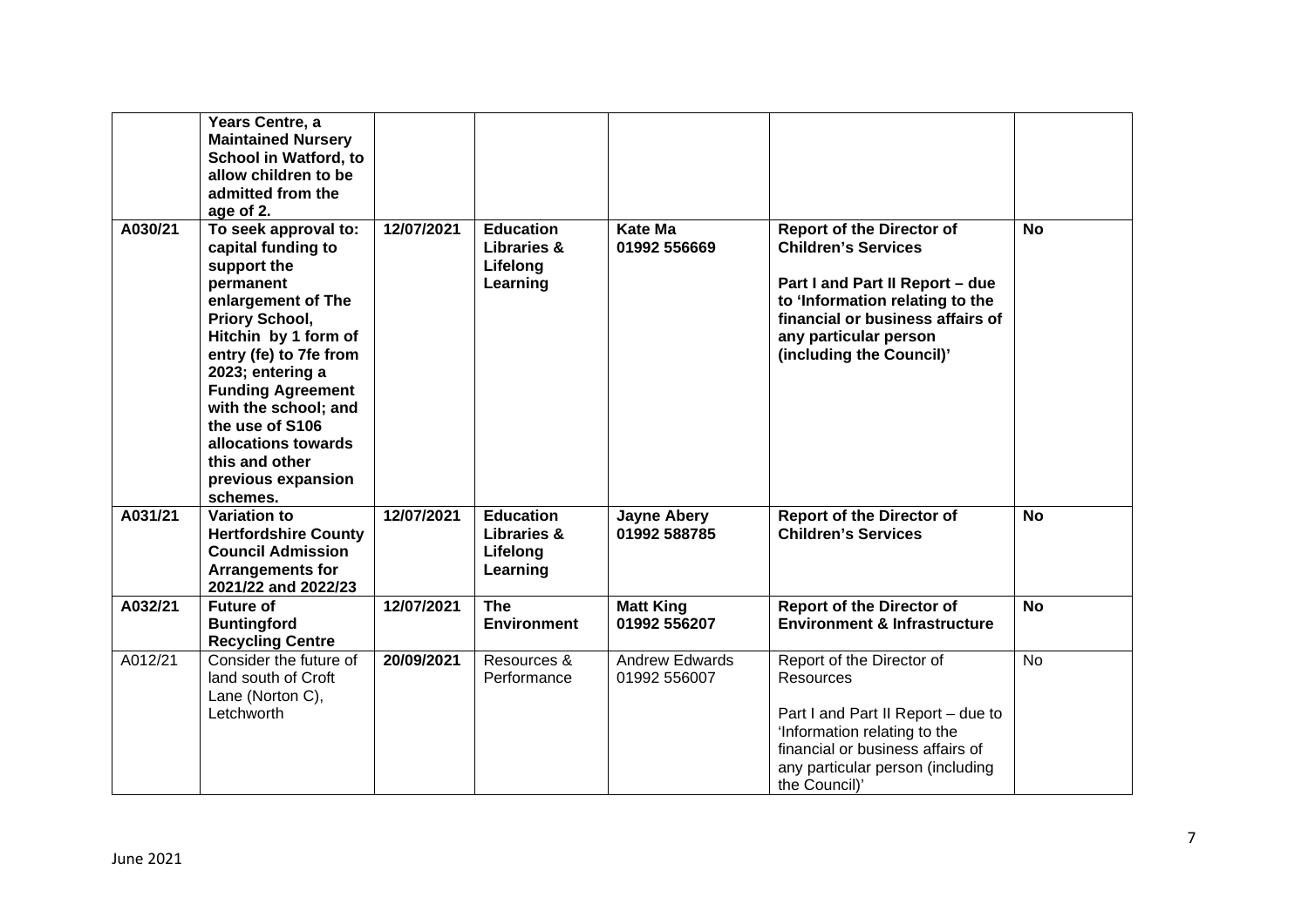| | | | | | | |
|---|---|---|---|---|---|---|
| | **Years Centre, a Maintained Nursery School in Watford, to allow children to be admitted from the age of 2.** | | | | | |
| **A030/21** | **To seek approval to: capital funding to support the permanent enlargement of The Priory School, Hitchin by 1 form of entry (fe) to 7fe from 2023; entering a Funding Agreement with the school; and the use of S106 allocations towards this and other previous expansion schemes.** | **12/07/2021** | **Education Libraries & Lifelong Learning** | **Kate Ma 01992 556669** | **Report of the Director of Children's Services**<br><br>**Part I and Part II Report – due to 'Information relating to the financial or business affairs of any particular person (including the Council)'** | **No** |
| **A031/21** | **Variation to Hertfordshire County Council Admission Arrangements for 2021/22 and 2022/23** | **12/07/2021** | **Education Libraries & Lifelong Learning** | **Jayne Abery 01992 588785** | **Report of the Director of Children's Services** | **No** |
| **A032/21** | **Future of Buntingford Recycling Centre** | **12/07/2021** | **The Environment** | **Matt King 01992 556207** | **Report of the Director of Environment & Infrastructure** | **No** |
| A012/21 | Consider the future of land south of Croft Lane (Norton C), Letchworth | **20/09/2021** | Resources & Performance | Andrew Edwards 01992 556007 | Report of the Director of Resources<br><br>Part I and Part II Report – due to 'Information relating to the financial or business affairs of any particular person (including the Council)' | No |

June 2021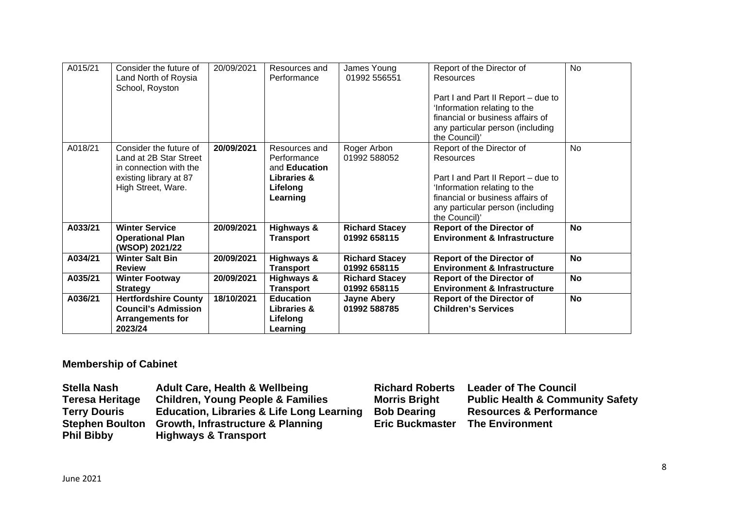| A015/21 | Consider the future of Land North of Roysia School, Royston | 20/09/2021 | Resources and Performance | James Young 01992 556551 | Report of the Director of Resources<br><br>Part I and Part II Report – due to 'Information relating to the financial or business affairs of any particular person (including the Council)' | No |
|---|---|---|---|---|---|---|
| A018/21 | Consider the future of Land at 2B Star Street in connection with the existing library at 87 High Street, Ware. | **20/09/2021** | Resources and Performance and **Education Libraries & Lifelong Learning** | Roger Arbon 01992 588052 | Report of the Director of Resources<br><br>Part I and Part II Report – due to 'Information relating to the financial or business affairs of any particular person (including the Council)' | No |
| **A033/21** | **Winter Service Operational Plan (WSOP) 2021/22** | **20/09/2021** | **Highways & Transport** | **Richard Stacey 01992 658115** | **Report of the Director of Environment & Infrastructure** | **No** |
| **A034/21** | **Winter Salt Bin Review** | **20/09/2021** | **Highways & Transport** | **Richard Stacey 01992 658115** | **Report of the Director of Environment & Infrastructure** | **No** |
| **A035/21** | **Winter Footway Strategy** | **20/09/2021** | **Highways & Transport** | **Richard Stacey 01992 658115** | **Report of the Director of Environment & Infrastructure** | **No** |
| **A036/21** | **Hertfordshire County Council's Admission Arrangements for 2023/24** | **18/10/2021** | **Education Libraries & Lifelong Learning** | **Jayne Abery 01992 588785** | **Report of the Director of Children's Services** | **No** |

## Membership of Cabinet

| | | | |
|---|---|---|---|
| **Stella Nash** | **Adult Care, Health & Wellbeing** | **Richard Roberts** | **Leader of The Council** |
| **Teresa Heritage** | **Children, Young People & Families** | **Morris Bright** | **Public Health & Community Safety** |
| **Terry Douris** | **Education, Libraries & Life Long Learning** | **Bob Dearing** | **Resources & Performance** |
| **Stephen Boulton** | **Growth, Infrastructure & Planning** | **Eric Buckmaster** | **The Environment** |
| **Phil Bibby** | **Highways & Transport** | | |

June 2021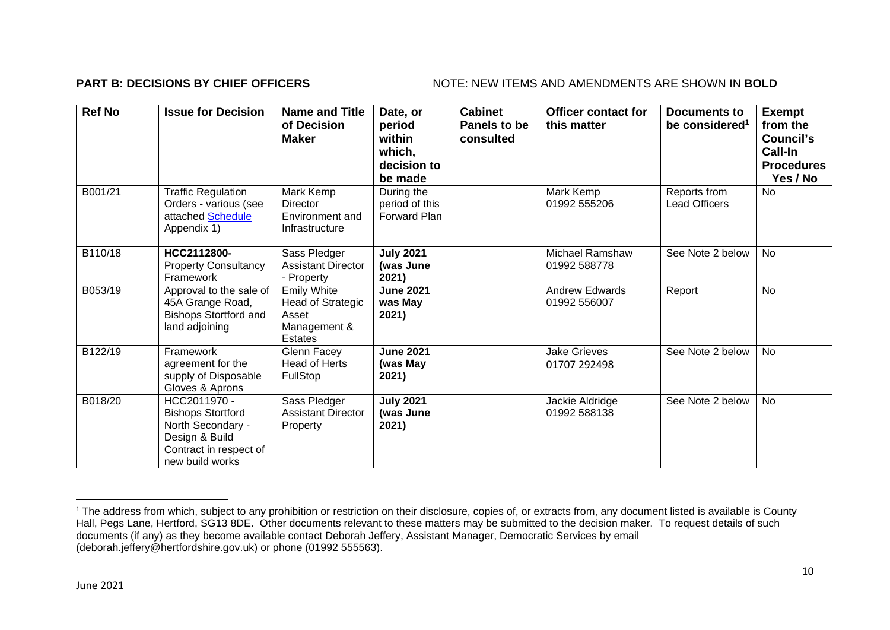**PART B: DECISIONS BY CHIEF OFFICERS** NOTE: NEW ITEMS AND AMENDMENTS ARE SHOWN IN **BOLD**

| Ref No | Issue for Decision | Name and Title of Decision Maker | Date, or period within which, decision to be made | Cabinet Panels to be consulted | Officer contact for this matter | Documents to be considered[1] | Exempt from the Council's Call-In Procedures Yes / No |
|---|---|---|---|---|---|---|---|
| B001/21 | Traffic Regulation Orders - various (see attached Schedule Appendix 1) | Mark Kemp Director Environment and Infrastructure | During the period of this Forward Plan | | Mark Kemp 01992 555206 | Reports from Lead Officers | No |
| B110/18 | **HCC2112800-** Property Consultancy Framework | Sass Pledger Assistant Director - Property | **July 2021 (was June 2021)** | | Michael Ramshaw 01992 588778 | See Note 2 below | No |
| B053/19 | Approval to the sale of 45A Grange Road, Bishops Stortford and land adjoining | Emily White Head of Strategic Asset Management & Estates | **June 2021 was May 2021)** | | Andrew Edwards 01992 556007 | Report | No |
| B122/19 | Framework agreement for the supply of Disposable Gloves & Aprons | Glenn Facey Head of Herts FullStop | **June 2021 (was May 2021)** | | Jake Grieves 01707 292498 | See Note 2 below | No |
| B018/20 | HCC2011970 - Bishops Stortford North Secondary - Design & Build Contract in respect of new build works | Sass Pledger Assistant Director Property | **July 2021 (was June 2021)** | | Jackie Aldridge 01992 588138 | See Note 2 below | No |

[1] The address from which, subject to any prohibition or restriction on their disclosure, copies of, or extracts from, any document listed is available is County Hall, Pegs Lane, Hertford, SG13 8DE. Other documents relevant to these matters may be submitted to the decision maker. To request details of such documents (if any) as they become available contact Deborah Jeffery, Assistant Manager, Democratic Services by email (deborah.jeffery@hertfordshire.gov.uk) or phone (01992 555563).

June 2021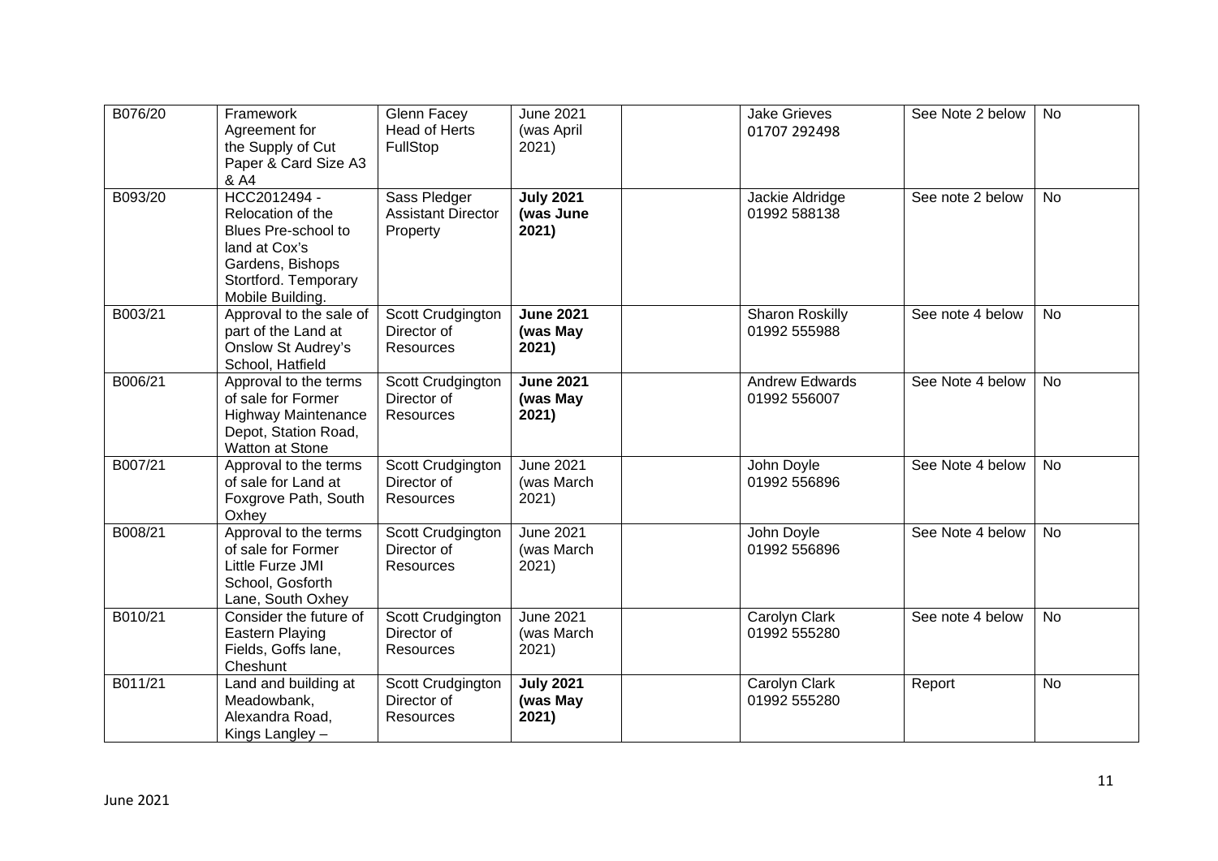| B076/20 | Framework Agreement for the Supply of Cut Paper & Card Size A3 & A4 | Glenn Facey Head of Herts FullStop | June 2021 (was April 2021) | | Jake Grieves 01707 292498 | See Note 2 below | No |
|---|---|---|---|---|---|---|---|
| B093/20 | HCC2012494 - Relocation of the Blues Pre-school to land at Cox's Gardens, Bishops Stortford. Temporary Mobile Building. | Sass Pledger Assistant Director Property | **July 2021 (was June 2021)** | | Jackie Aldridge 01992 588138 | See note 2 below | No |
| B003/21 | Approval to the sale of part of the Land at Onslow St Audrey's School, Hatfield | Scott Crudgington Director of Resources | **June 2021 (was May 2021)** | | Sharon Roskilly 01992 555988 | See note 4 below | No |
| B006/21 | Approval to the terms of sale for Former Highway Maintenance Depot, Station Road, Watton at Stone | Scott Crudgington Director of Resources | **June 2021 (was May 2021)** | | Andrew Edwards 01992 556007 | See Note 4 below | No |
| B007/21 | Approval to the terms of sale for Land at Foxgrove Path, South Oxhey | Scott Crudgington Director of Resources | June 2021 (was March 2021) | | John Doyle 01992 556896 | See Note 4 below | No |
| B008/21 | Approval to the terms of sale for Former Little Furze JMI School, Gosforth Lane, South Oxhey | Scott Crudgington Director of Resources | June 2021 (was March 2021) | | John Doyle 01992 556896 | See Note 4 below | No |
| B010/21 | Consider the future of Eastern Playing Fields, Goffs lane, Cheshunt | Scott Crudgington Director of Resources | June 2021 (was March 2021) | | Carolyn Clark 01992 555280 | See note 4 below | No |
| B011/21 | Land and building at Meadowbank, Alexandra Road, Kings Langley – | Scott Crudgington Director of Resources | **July 2021 (was May 2021)** | | Carolyn Clark 01992 555280 | Report | No |

June 2021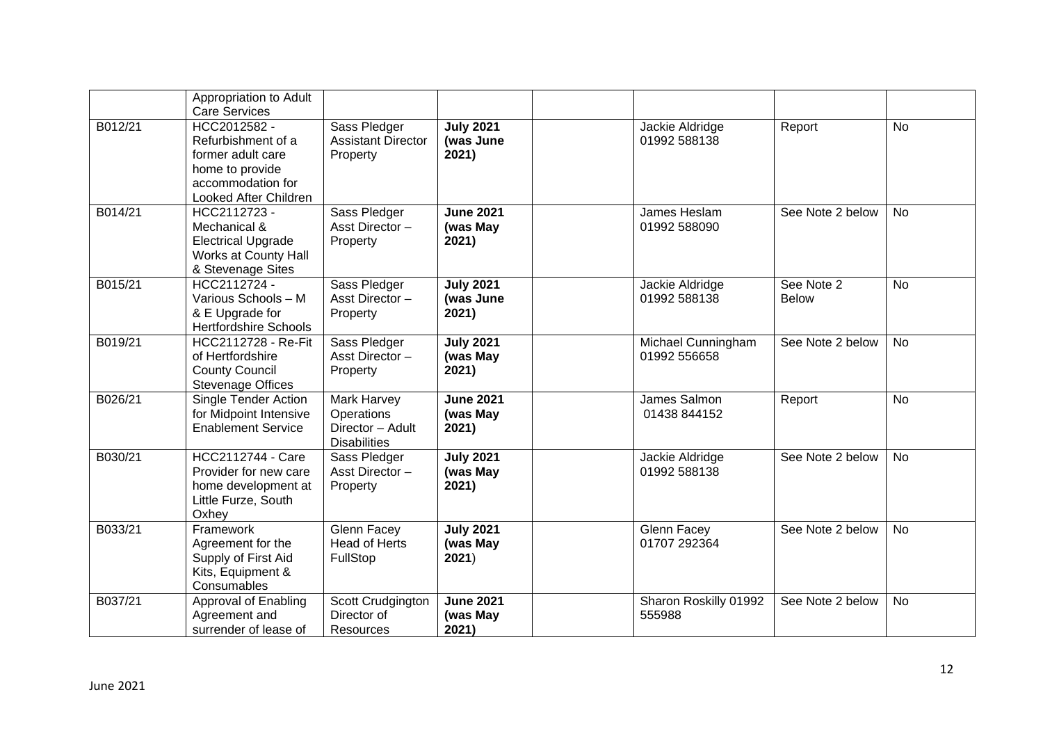| | | | | | | | |
|---|---|---|---|---|---|---|---|
| | Appropriation to Adult Care Services | | | | | | |
| B012/21 | HCC2012582 - Refurbishment of a former adult care home to provide accommodation for Looked After Children | Sass Pledger Assistant Director Property | **July 2021 (was June 2021)** | | Jackie Aldridge 01992 588138 | Report | No |
| B014/21 | HCC2112723 - Mechanical & Electrical Upgrade Works at County Hall & Stevenage Sites | Sass Pledger Asst Director – Property | **June 2021 (was May 2021)** | | James Heslam 01992 588090 | See Note 2 below | No |
| B015/21 | HCC2112724 - Various Schools – M & E Upgrade for Hertfordshire Schools | Sass Pledger Asst Director – Property | **July 2021 (was June 2021)** | | Jackie Aldridge 01992 588138 | See Note 2 Below | No |
| B019/21 | HCC2112728 - Re-Fit of Hertfordshire County Council Stevenage Offices | Sass Pledger Asst Director – Property | **July 2021 (was May 2021)** | | Michael Cunningham 01992 556658 | See Note 2 below | No |
| B026/21 | Single Tender Action for Midpoint Intensive Enablement Service | Mark Harvey Operations Director – Adult Disabilities | **June 2021 (was May 2021)** | | James Salmon 01438 844152 | Report | No |
| B030/21 | HCC2112744 - Care Provider for new care home development at Little Furze, South Oxhey | Sass Pledger Asst Director – Property | **July 2021 (was May 2021)** | | Jackie Aldridge 01992 588138 | See Note 2 below | No |
| B033/21 | Framework Agreement for the Supply of First Aid Kits, Equipment & Consumables | Glenn Facey Head of Herts FullStop | **July 2021 (was May 2021**) | | Glenn Facey 01707 292364 | See Note 2 below | No |
| B037/21 | Approval of Enabling Agreement and surrender of lease of | Scott Crudgington Director of Resources | **June 2021 (was May 2021)** | | Sharon Roskilly 01992 555988 | See Note 2 below | No |

June 2021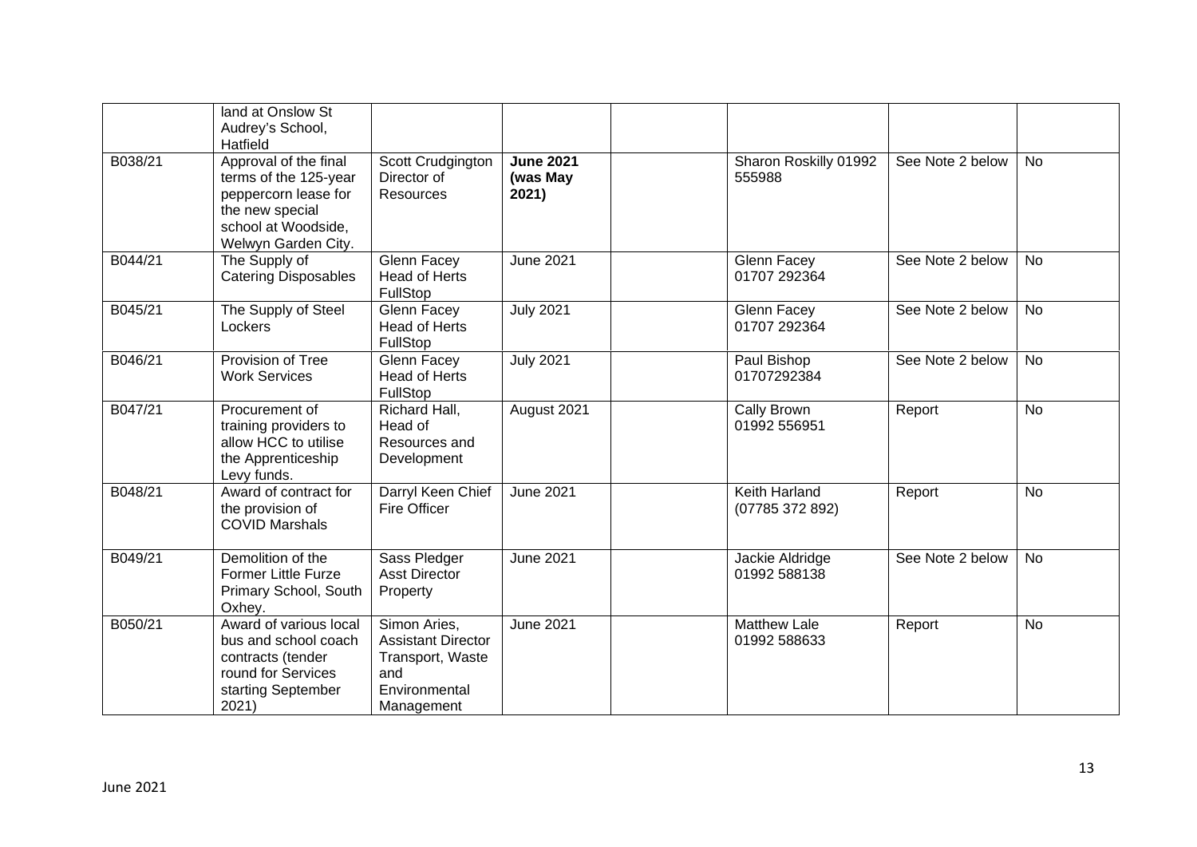| | | | | | | | |
|---|---|---|---|---|---|---|---|
| | land at Onslow St Audrey's School, Hatfield | | | | | | |
| B038/21 | Approval of the final terms of the 125-year peppercorn lease for the new special school at Woodside, Welwyn Garden City. | Scott Crudgington Director of Resources | **June 2021 (was May 2021)** | | Sharon Roskilly 01992 555988 | See Note 2 below | No |
| B044/21 | The Supply of Catering Disposables | Glenn Facey Head of Herts FullStop | June 2021 | | Glenn Facey 01707 292364 | See Note 2 below | No |
| B045/21 | The Supply of Steel Lockers | Glenn Facey Head of Herts FullStop | July 2021 | | Glenn Facey 01707 292364 | See Note 2 below | No |
| B046/21 | Provision of Tree Work Services | Glenn Facey Head of Herts FullStop | July 2021 | | Paul Bishop 01707292384 | See Note 2 below | No |
| B047/21 | Procurement of training providers to allow HCC to utilise the Apprenticeship Levy funds. | Richard Hall, Head of Resources and Development | August 2021 | | Cally Brown 01992 556951 | Report | No |
| B048/21 | Award of contract for the provision of COVID Marshals | Darryl Keen Chief Fire Officer | June 2021 | | Keith Harland (07785 372 892) | Report | No |
| B049/21 | Demolition of the Former Little Furze Primary School, South Oxhey. | Sass Pledger Asst Director Property | June 2021 | | Jackie Aldridge 01992 588138 | See Note 2 below | No |
| B050/21 | Award of various local bus and school coach contracts (tender round for Services starting September 2021) | Simon Aries, Assistant Director Transport, Waste and Environmental Management | June 2021 | | Matthew Lale 01992 588633 | Report | No |

June 2021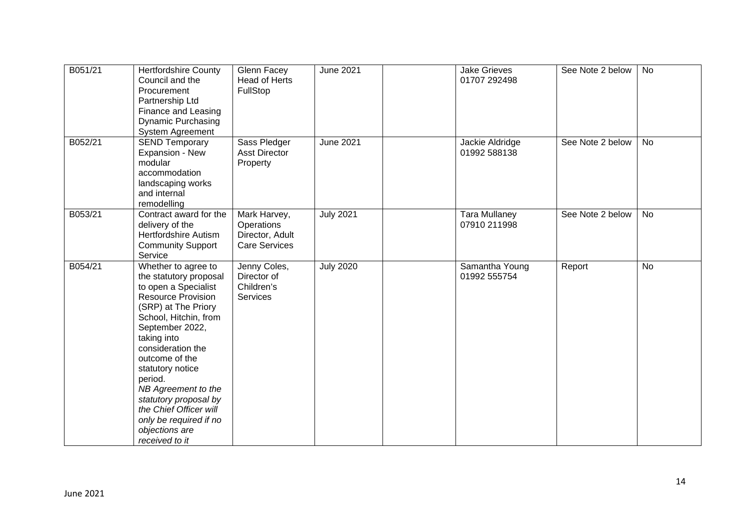| B051/21 | Hertfordshire County Council and the Procurement Partnership Ltd Finance and Leasing Dynamic Purchasing System Agreement | Glenn Facey Head of Herts FullStop | June 2021 | | Jake Grieves 01707 292498 | See Note 2 below | No |
|---|---|---|---|---|---|---|---|
| B052/21 | SEND Temporary Expansion - New modular accommodation landscaping works and internal remodelling | Sass Pledger Asst Director Property | June 2021 | | Jackie Aldridge 01992 588138 | See Note 2 below | No |
| B053/21 | Contract award for the delivery of the Hertfordshire Autism Community Support Service | Mark Harvey, Operations Director, Adult Care Services | July 2021 | | Tara Mullaney 07910 211998 | See Note 2 below | No |
| B054/21 | Whether to agree to the statutory proposal to open a Specialist Resource Provision (SRP) at The Priory School, Hitchin, from September 2022, taking into consideration the outcome of the statutory notice period. *NB Agreement to the statutory proposal by the Chief Officer will only be required if no objections are received to it* | Jenny Coles, Director of Children's Services | July 2020 | | Samantha Young 01992 555754 | Report | No |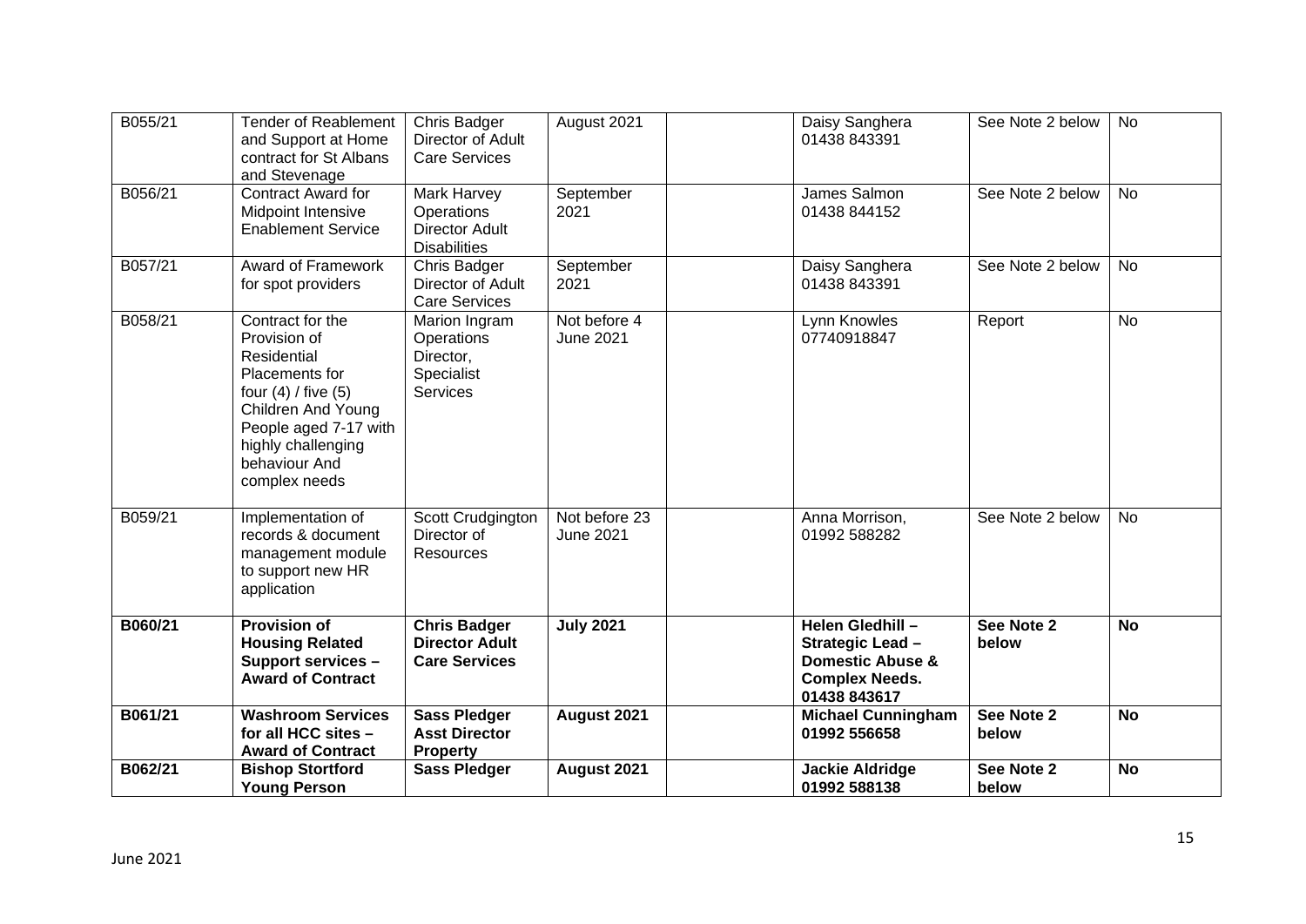| B055/21 | Tender of Reablement and Support at Home contract for St Albans and Stevenage | Chris Badger Director of Adult Care Services | August 2021 | | Daisy Sanghera 01438 843391 | See Note 2 below | No |
|---|---|---|---|---|---|---|---|
| B056/21 | Contract Award for Midpoint Intensive Enablement Service | Mark Harvey Operations Director Adult Disabilities | September 2021 | | James Salmon 01438 844152 | See Note 2 below | No |
| B057/21 | Award of Framework for spot providers | Chris Badger Director of Adult Care Services | September 2021 | | Daisy Sanghera 01438 843391 | See Note 2 below | No |
| B058/21 | Contract for the Provision of Residential Placements for four (4) / five (5) Children And Young People aged 7-17 with highly challenging behaviour And complex needs | Marion Ingram Operations Director, Specialist Services | Not before 4 June 2021 | | Lynn Knowles 07740918847 | Report | No |
| B059/21 | Implementation of records & document management module to support new HR application | Scott Crudgington Director of Resources | Not before 23 June 2021 | | Anna Morrison, 01992 588282 | See Note 2 below | No |
| **B060/21** | **Provision of Housing Related Support services – Award of Contract** | **Chris Badger Director Adult Care Services** | **July 2021** | | **Helen Gledhill – Strategic Lead – Domestic Abuse & Complex Needs. 01438 843617** | **See Note 2 below** | **No** |
| **B061/21** | **Washroom Services for all HCC sites – Award of Contract** | **Sass Pledger Asst Director Property** | **August 2021** | | **Michael Cunningham 01992 556658** | **See Note 2 below** | **No** |
| **B062/21** | **Bishop Stortford Young Person** | **Sass Pledger** | **August 2021** | | **Jackie Aldridge 01992 588138** | **See Note 2 below** | **No** |

June 2021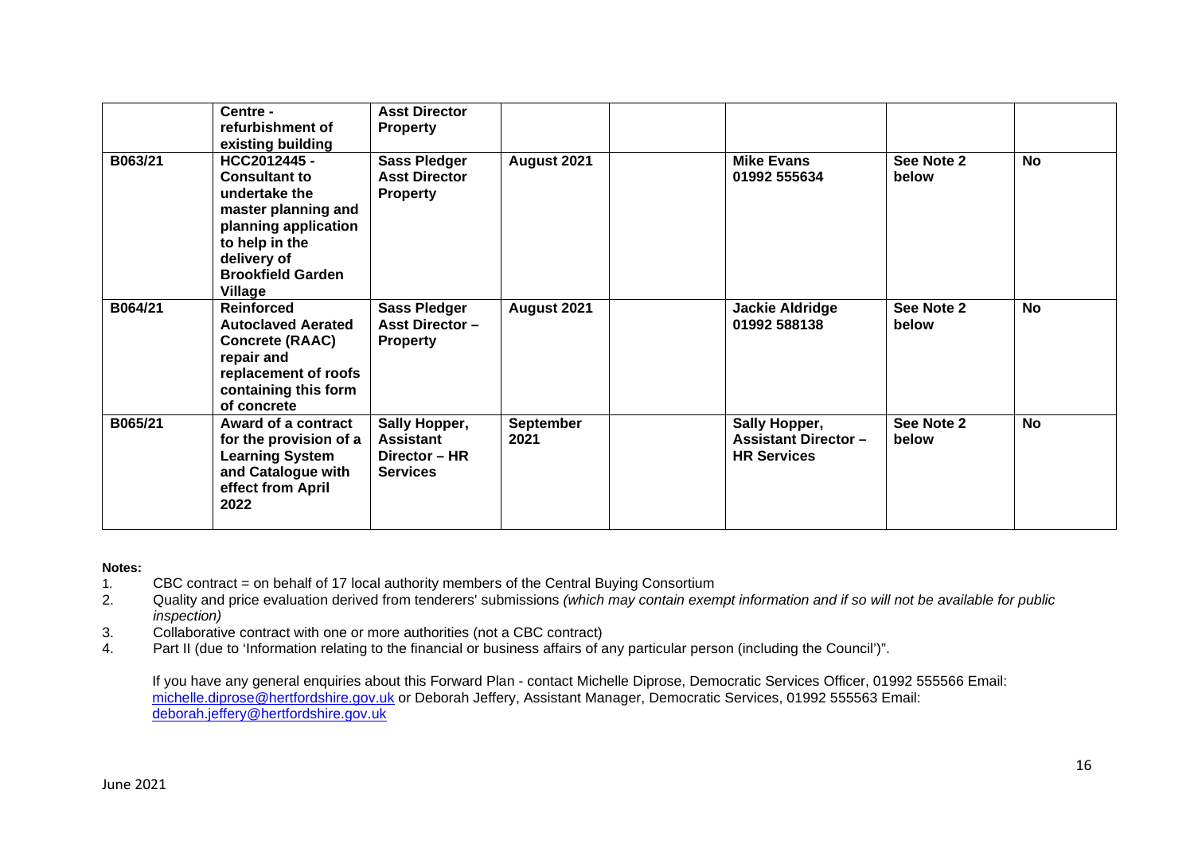|  | Centre - refurbishment of existing building | Asst Director Property |  |  |  |  |  |
|---|---|---|---|---|---|---|---|
| B063/21 | HCC2012445 - Consultant to undertake the master planning and planning application to help in the delivery of Brookfield Garden Village | Sass Pledger Asst Director Property | August 2021 |  | Mike Evans 01992 555634 | See Note 2 below | No |
| B064/21 | Reinforced Autoclaved Aerated Concrete (RAAC) repair and replacement of roofs containing this form of concrete | Sass Pledger Asst Director – Property | August 2021 |  | Jackie Aldridge 01992 588138 | See Note 2 below | No |
| B065/21 | Award of a contract for the provision of a Learning System and Catalogue with effect from April 2022 | Sally Hopper, Assistant Director – HR Services | September 2021 |  | Sally Hopper, Assistant Director – HR Services | See Note 2 below | No |

**Notes:**

1. CBC contract = on behalf of 17 local authority members of the Central Buying Consortium
2. Quality and price evaluation derived from tenderers' submissions *(which may contain exempt information and if so will not be available for public inspection)*
3. Collaborative contract with one or more authorities (not a CBC contract)
4. Part II (due to 'Information relating to the financial or business affairs of any particular person (including the Council')".

If you have any general enquiries about this Forward Plan - contact Michelle Diprose, Democratic Services Officer, 01992 555566 Email: michelle.diprose@hertfordshire.gov.uk or Deborah Jeffery, Assistant Manager, Democratic Services, 01992 555563 Email: deborah.jeffery@hertfordshire.gov.uk

June 2021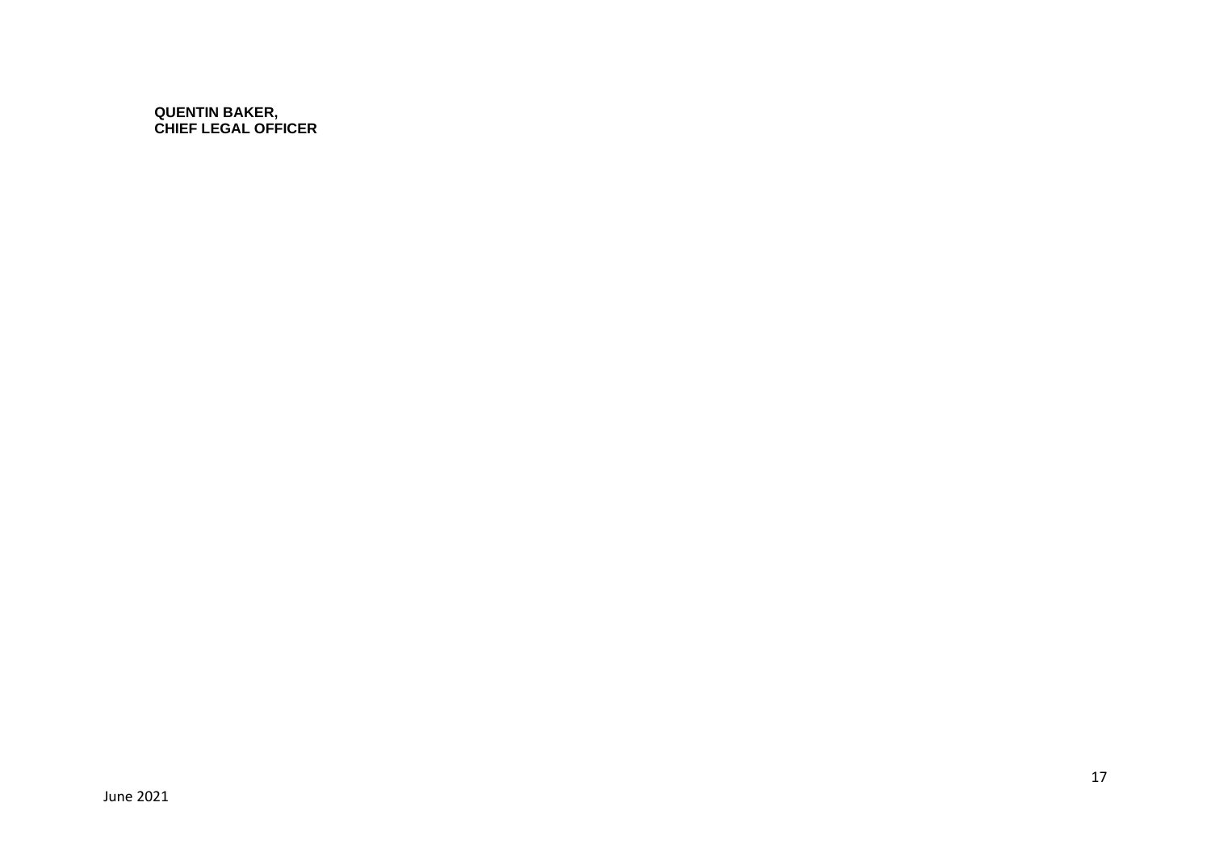**QUENTIN BAKER,**
**CHIEF LEGAL OFFICER**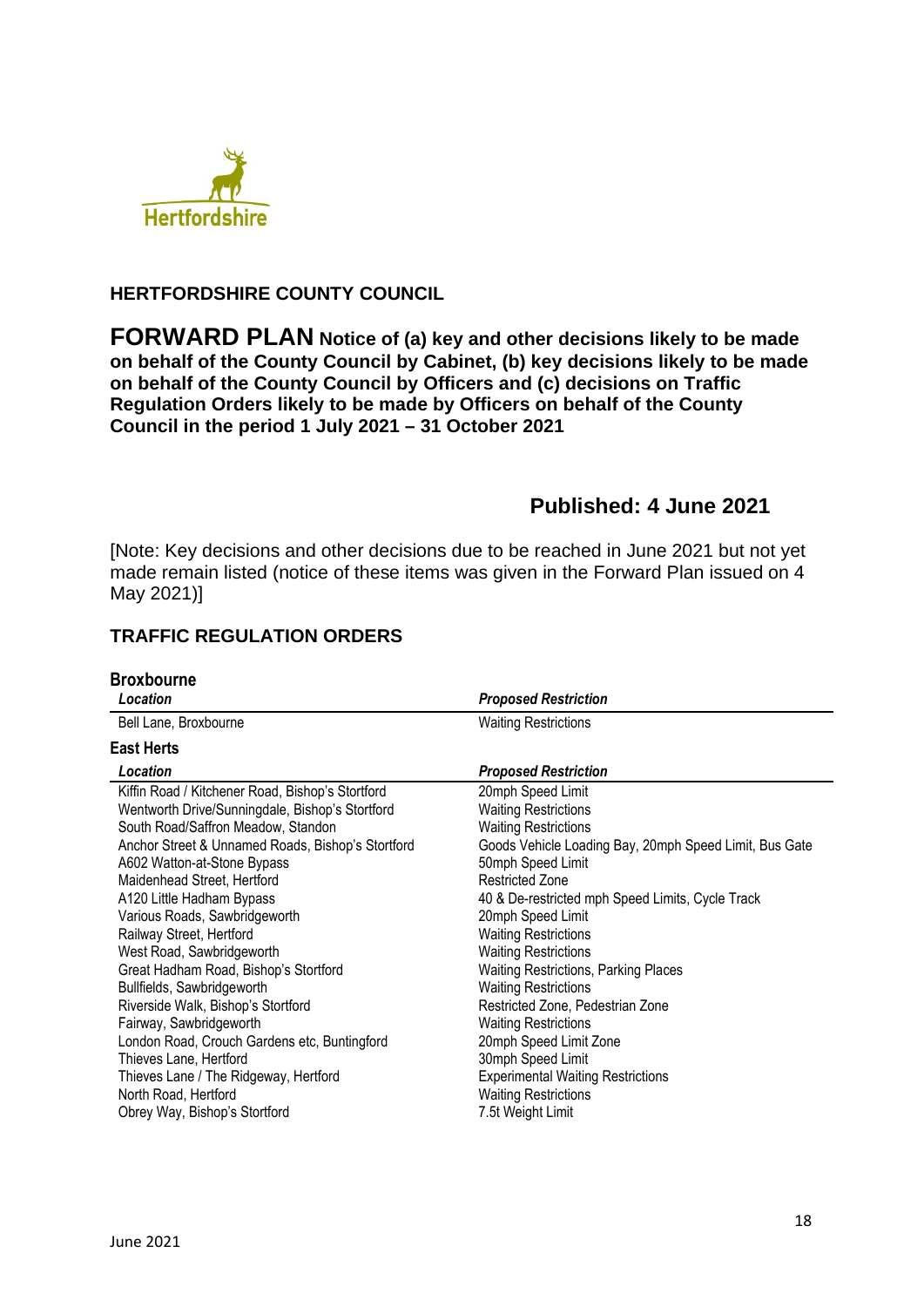Hertfordshire

**HERTFORDSHIRE COUNTY COUNCIL**

# FORWARD PLAN **Notice of (a) key and other decisions likely to be made on behalf of the County Council by Cabinet, (b) key decisions likely to be made on behalf of the County Council by Officers and (c) decisions on Traffic Regulation Orders likely to be made by Officers on behalf of the County Council in the period 1 July 2021 – 31 October 2021**

## Published: 4 June 2021

[Note: Key decisions and other decisions due to be reached in June 2021 but not yet made remain listed (notice of these items was given in the Forward Plan issued on 4 May 2021)]

## TRAFFIC REGULATION ORDERS

### Broxbourne

| *Location* | *Proposed Restriction* |
|---|---|
| Bell Lane, Broxbourne | Waiting Restrictions |

### East Herts

| *Location* | *Proposed Restriction* |
|---|---|
| Kiffin Road / Kitchener Road, Bishop's Stortford | 20mph Speed Limit |
| Wentworth Drive/Sunningdale, Bishop's Stortford | Waiting Restrictions |
| South Road/Saffron Meadow, Standon | Waiting Restrictions |
| Anchor Street & Unnamed Roads, Bishop's Stortford | Goods Vehicle Loading Bay, 20mph Speed Limit, Bus Gate |
| A602 Watton-at-Stone Bypass | 50mph Speed Limit |
| Maidenhead Street, Hertford | Restricted Zone |
| A120 Little Hadham Bypass | 40 & De-restricted mph Speed Limits, Cycle Track |
| Various Roads, Sawbridgeworth | 20mph Speed Limit |
| Railway Street, Hertford | Waiting Restrictions |
| West Road, Sawbridgeworth | Waiting Restrictions |
| Great Hadham Road, Bishop's Stortford | Waiting Restrictions, Parking Places |
| Bullfields, Sawbridgeworth | Waiting Restrictions |
| Riverside Walk, Bishop's Stortford | Restricted Zone, Pedestrian Zone |
| Fairway, Sawbridgeworth | Waiting Restrictions |
| London Road, Crouch Gardens etc, Buntingford | 20mph Speed Limit Zone |
| Thieves Lane, Hertford | 30mph Speed Limit |
| Thieves Lane / The Ridgeway, Hertford | Experimental Waiting Restrictions |
| North Road, Hertford | Waiting Restrictions |
| Obrey Way, Bishop's Stortford | 7.5t Weight Limit |

June 2021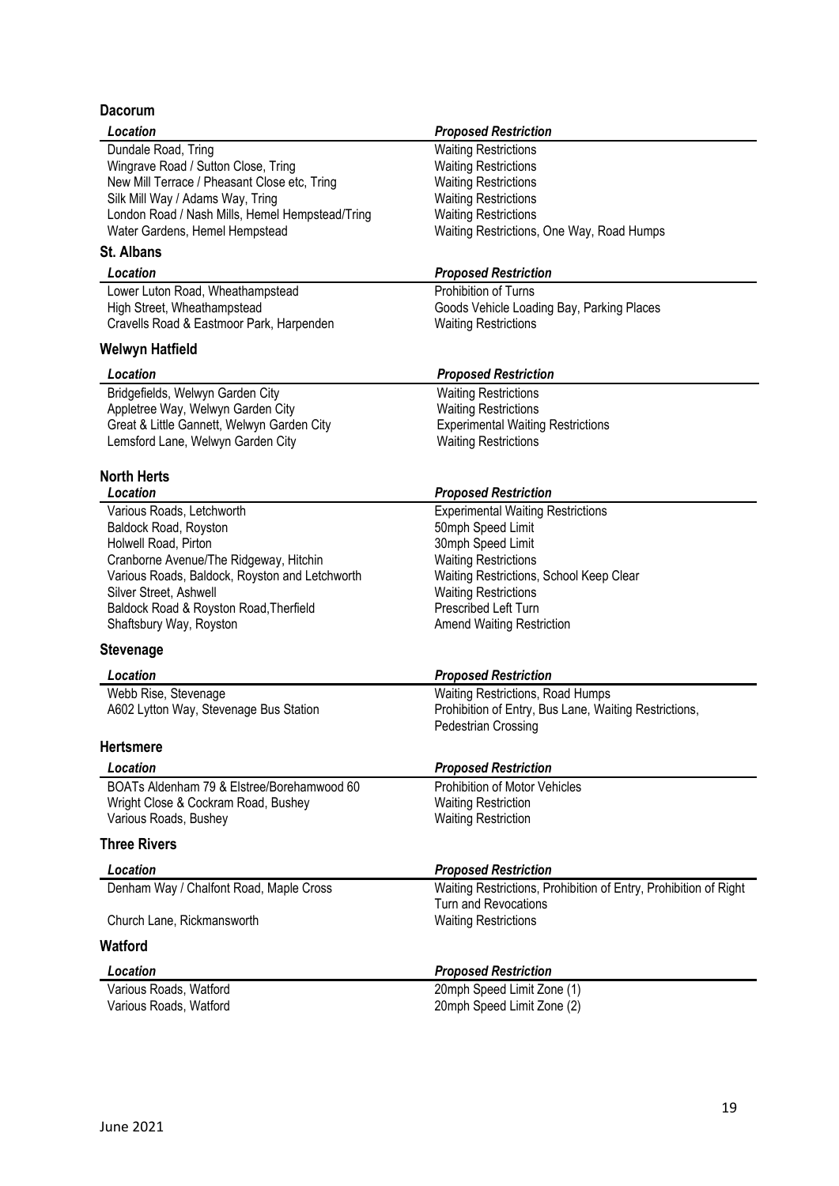## Dacorum

| Location | Proposed Restriction |
| --- | --- |
| Dundale Road, Tring | Waiting Restrictions |
| Wingrave Road / Sutton Close, Tring | Waiting Restrictions |
| New Mill Terrace / Pheasant Close etc, Tring | Waiting Restrictions |
| Silk Mill Way / Adams Way, Tring | Waiting Restrictions |
| London Road / Nash Mills, Hemel Hempstead/Tring | Waiting Restrictions |
| Water Gardens, Hemel Hempstead | Waiting Restrictions, One Way, Road Humps |

## St. Albans

| Location | Proposed Restriction |
| --- | --- |
| Lower Luton Road, Wheathampstead | Prohibition of Turns |
| High Street, Wheathampstead | Goods Vehicle Loading Bay, Parking Places |
| Cravells Road & Eastmoor Park, Harpenden | Waiting Restrictions |

## Welwyn Hatfield

| Location | Proposed Restriction |
| --- | --- |
| Bridgefields, Welwyn Garden City | Waiting Restrictions |
| Appletree Way, Welwyn Garden City | Waiting Restrictions |
| Great & Little Gannett, Welwyn Garden City | Experimental Waiting Restrictions |
| Lemsford Lane, Welwyn Garden City | Waiting Restrictions |

## North Herts

| Location | Proposed Restriction |
| --- | --- |
| Various Roads, Letchworth | Experimental Waiting Restrictions |
| Baldock Road, Royston | 50mph Speed Limit |
| Holwell Road, Pirton | 30mph Speed Limit |
| Cranborne Avenue/The Ridgeway, Hitchin | Waiting Restrictions |
| Various Roads, Baldock, Royston and Letchworth | Waiting Restrictions, School Keep Clear |
| Silver Street, Ashwell | Waiting Restrictions |
| Baldock Road & Royston Road,Therfield | Prescribed Left Turn |
| Shaftsbury Way, Royston | Amend Waiting Restriction |

## Stevenage

| Location | Proposed Restriction |
| --- | --- |
| Webb Rise, Stevenage | Waiting Restrictions, Road Humps |
| A602 Lytton Way, Stevenage Bus Station | Prohibition of Entry, Bus Lane, Waiting Restrictions, Pedestrian Crossing |

## Hertsmere

| Location | Proposed Restriction |
| --- | --- |
| BOATs Aldenham 79 & Elstree/Borehamwood 60 | Prohibition of Motor Vehicles |
| Wright Close & Cockram Road, Bushey | Waiting Restriction |
| Various Roads, Bushey | Waiting Restriction |

## Three Rivers

| Location | Proposed Restriction |
| --- | --- |
| Denham Way / Chalfont Road, Maple Cross | Waiting Restrictions, Prohibition of Entry, Prohibition of Right Turn and Revocations |
| Church Lane, Rickmansworth | Waiting Restrictions |

## Watford

| Location | Proposed Restriction |
| --- | --- |
| Various Roads, Watford | 20mph Speed Limit Zone (1) |
| Various Roads, Watford | 20mph Speed Limit Zone (2) |

June 2021